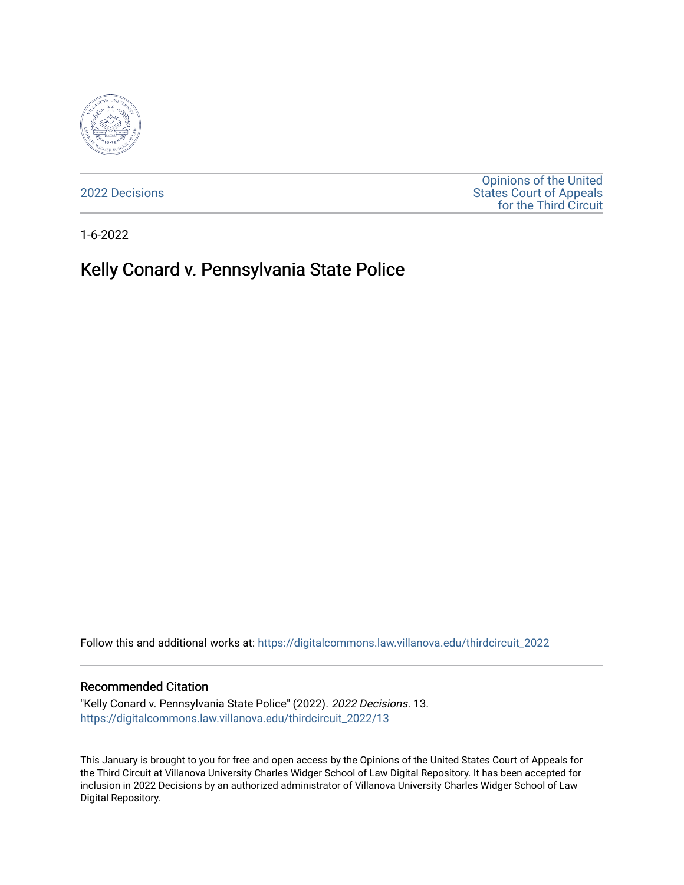2022 Decisions

Opinions of the United States Court of Appeals for the Third Circuit

1-6-2022

# Kelly Conard v. Pennsylvania State Police

Follow this and additional works at: https://digitalcommons.law.villanova.edu/thirdcircuit_2022

## Recommended Citation

"Kelly Conard v. Pennsylvania State Police" (2022). *2022 Decisions*. 13.
https://digitalcommons.law.villanova.edu/thirdcircuit_2022/13

This January is brought to you for free and open access by the Opinions of the United States Court of Appeals for the Third Circuit at Villanova University Charles Widger School of Law Digital Repository. It has been accepted for inclusion in 2022 Decisions by an authorized administrator of Villanova University Charles Widger School of Law Digital Repository.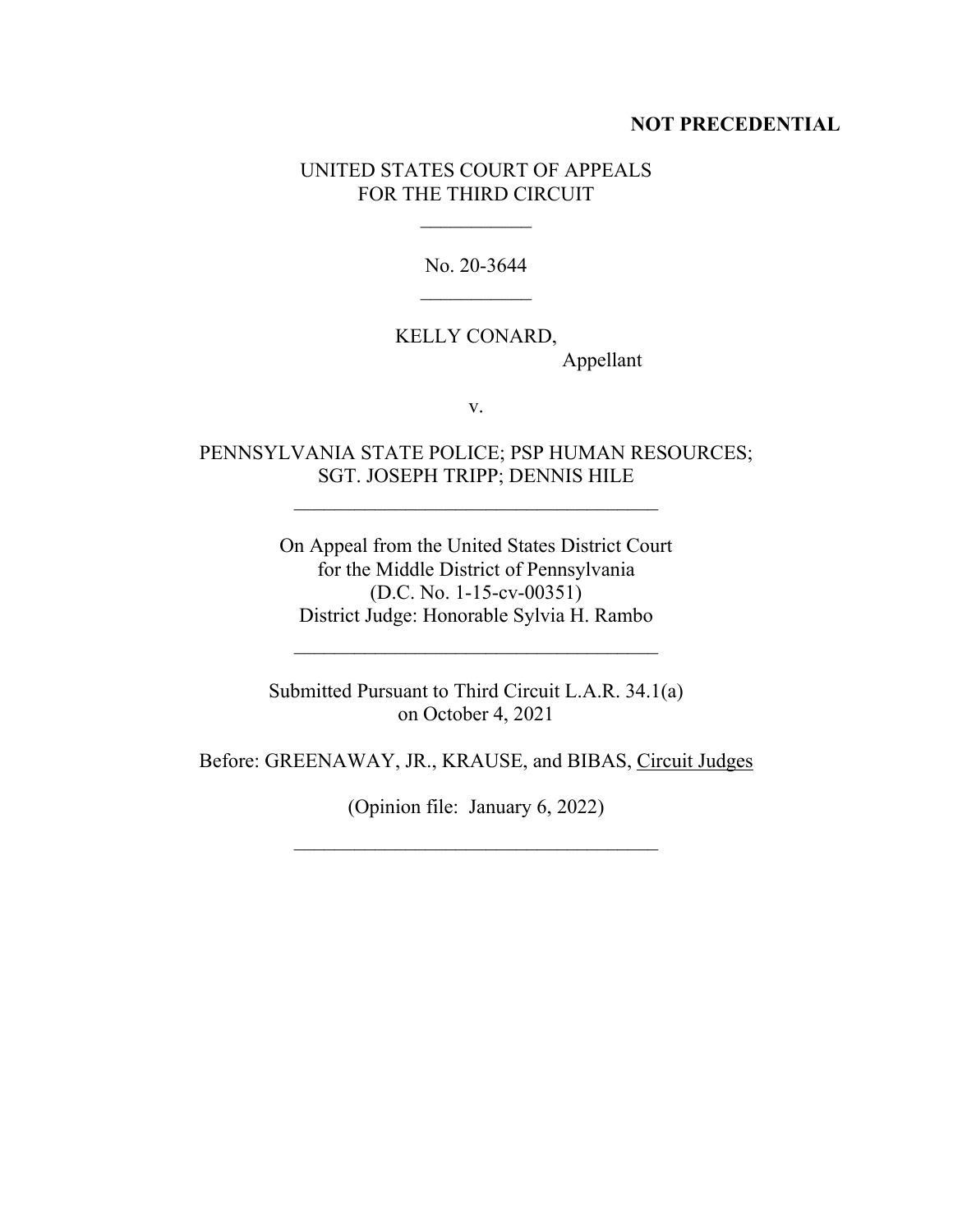**NOT PRECEDENTIAL**

UNITED STATES COURT OF APPEALS
FOR THE THIRD CIRCUIT

\_\_\_\_\_\_\_\_\_\_\_

No. 20-3644

\_\_\_\_\_\_\_\_\_\_\_

KELLY CONARD,
Appellant

v.

PENNSYLVANIA STATE POLICE; PSP HUMAN RESOURCES;
SGT. JOSEPH TRIPP; DENNIS HILE

\_\_\_\_\_\_\_\_\_\_\_\_\_\_\_\_\_\_\_\_\_\_\_\_\_\_\_\_\_\_\_\_\_\_\_\_

On Appeal from the United States District Court
for the Middle District of Pennsylvania
(D.C. No. 1-15-cv-00351)
District Judge: Honorable Sylvia H. Rambo

\_\_\_\_\_\_\_\_\_\_\_\_\_\_\_\_\_\_\_\_\_\_\_\_\_\_\_\_\_\_\_\_\_\_\_\_

Submitted Pursuant to Third Circuit L.A.R. 34.1(a)
on October 4, 2021

Before: GREENAWAY, JR., KRAUSE, and BIBAS, Circuit Judges

(Opinion file: January 6, 2022)

\_\_\_\_\_\_\_\_\_\_\_\_\_\_\_\_\_\_\_\_\_\_\_\_\_\_\_\_\_\_\_\_\_\_\_\_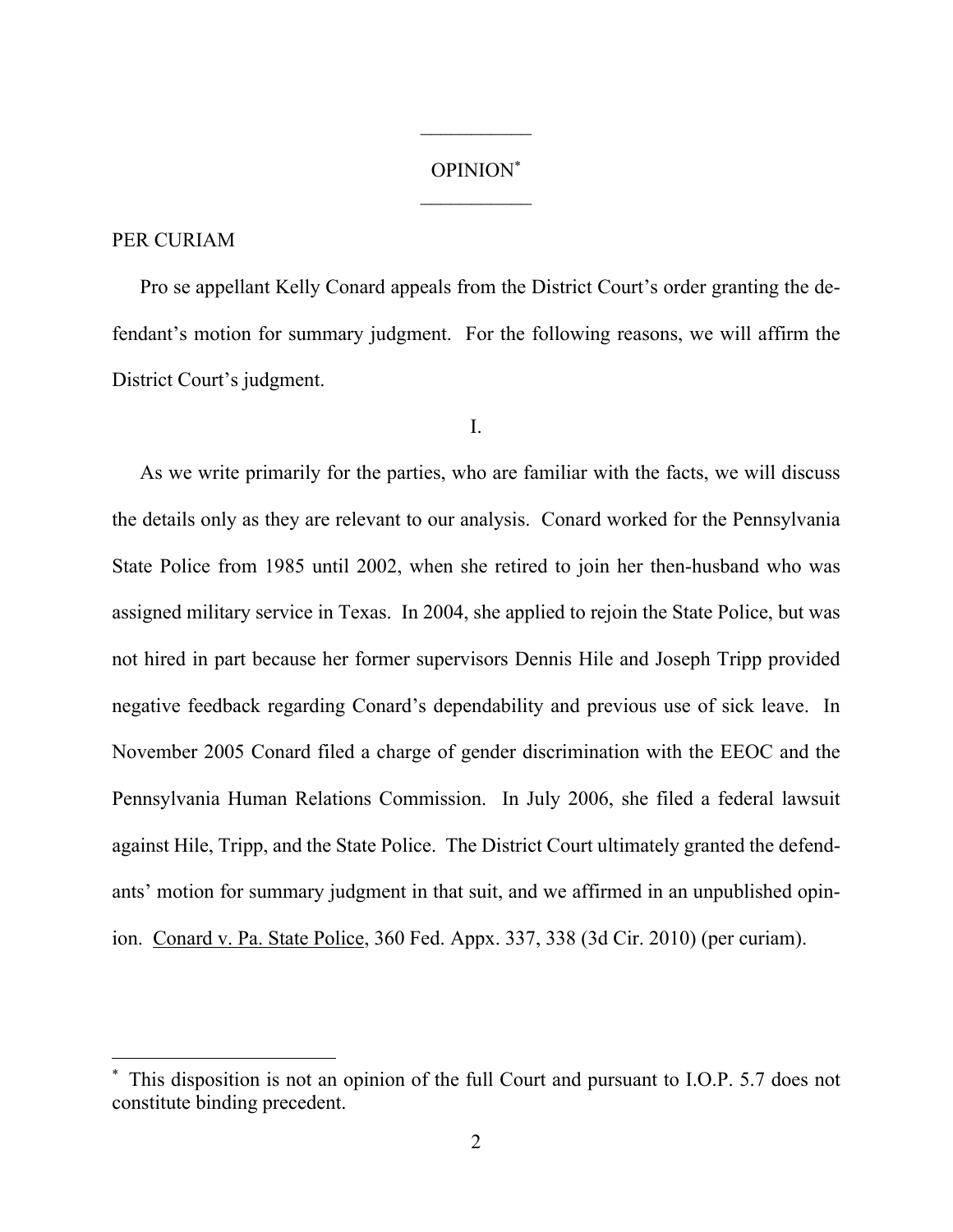# OPINION*

PER CURIAM

Pro se appellant Kelly Conard appeals from the District Court's order granting the defendant's motion for summary judgment. For the following reasons, we will affirm the District Court's judgment.

## I.

As we write primarily for the parties, who are familiar with the facts, we will discuss the details only as they are relevant to our analysis. Conard worked for the Pennsylvania State Police from 1985 until 2002, when she retired to join her then-husband who was assigned military service in Texas. In 2004, she applied to rejoin the State Police, but was not hired in part because her former supervisors Dennis Hile and Joseph Tripp provided negative feedback regarding Conard's dependability and previous use of sick leave. In November 2005 Conard filed a charge of gender discrimination with the EEOC and the Pennsylvania Human Relations Commission. In July 2006, she filed a federal lawsuit against Hile, Tripp, and the State Police. The District Court ultimately granted the defendants' motion for summary judgment in that suit, and we affirmed in an unpublished opinion. Conard v. Pa. State Police, 360 Fed. Appx. 337, 338 (3d Cir. 2010) (per curiam).

---

* This disposition is not an opinion of the full Court and pursuant to I.O.P. 5.7 does not constitute binding precedent.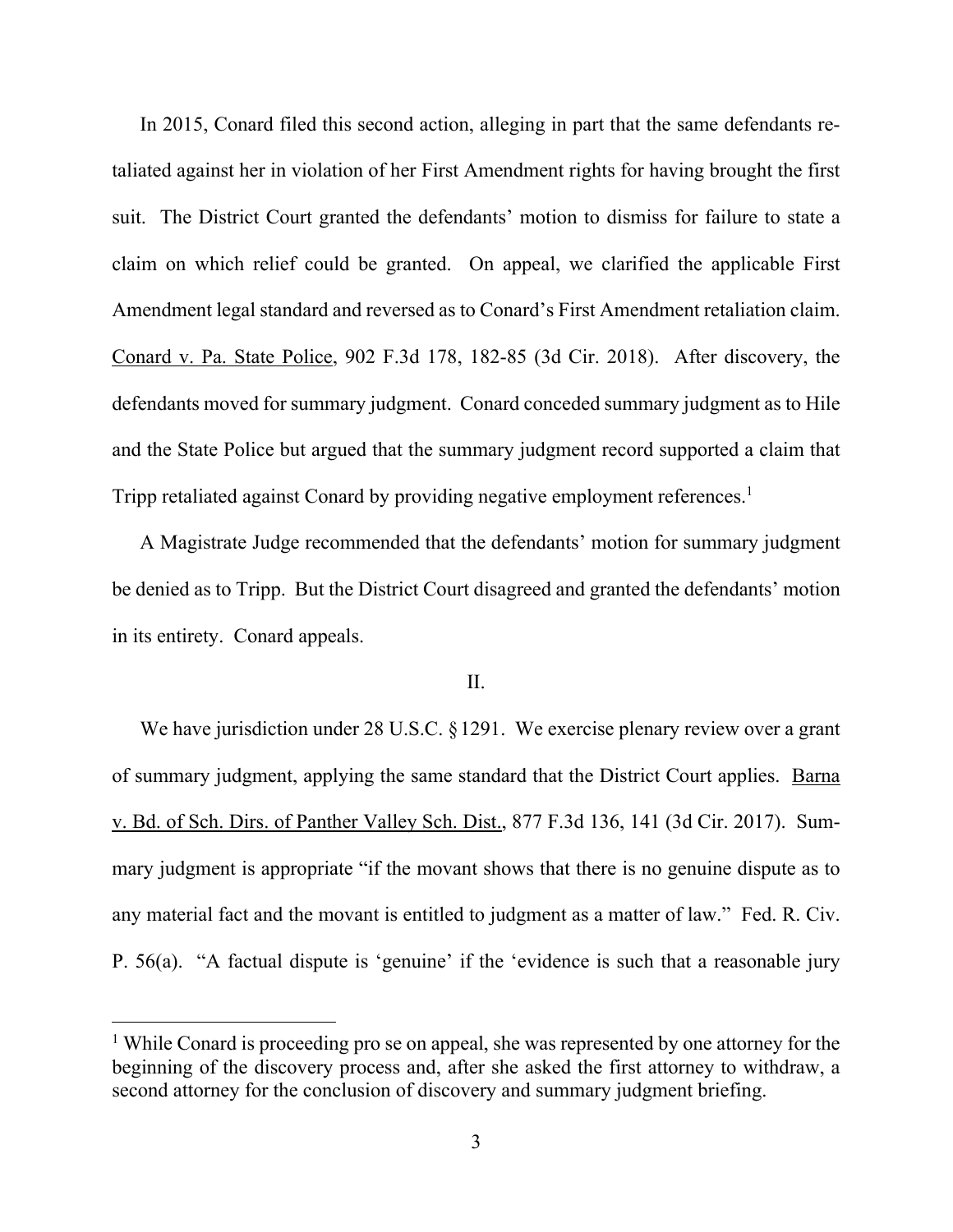In 2015, Conard filed this second action, alleging in part that the same defendants retaliated against her in violation of her First Amendment rights for having brought the first suit. The District Court granted the defendants' motion to dismiss for failure to state a claim on which relief could be granted. On appeal, we clarified the applicable First Amendment legal standard and reversed as to Conard's First Amendment retaliation claim. Conard v. Pa. State Police, 902 F.3d 178, 182-85 (3d Cir. 2018). After discovery, the defendants moved for summary judgment. Conard conceded summary judgment as to Hile and the State Police but argued that the summary judgment record supported a claim that Tripp retaliated against Conard by providing negative employment references.[1]

A Magistrate Judge recommended that the defendants' motion for summary judgment be denied as to Tripp. But the District Court disagreed and granted the defendants' motion in its entirety. Conard appeals.

## II.

We have jurisdiction under 28 U.S.C. § 1291. We exercise plenary review over a grant of summary judgment, applying the same standard that the District Court applies. Barna v. Bd. of Sch. Dirs. of Panther Valley Sch. Dist., 877 F.3d 136, 141 (3d Cir. 2017). Summary judgment is appropriate "if the movant shows that there is no genuine dispute as to any material fact and the movant is entitled to judgment as a matter of law." Fed. R. Civ. P. 56(a). "A factual dispute is 'genuine' if the 'evidence is such that a reasonable jury

---

[1] While Conard is proceeding pro se on appeal, she was represented by one attorney for the beginning of the discovery process and, after she asked the first attorney to withdraw, a second attorney for the conclusion of discovery and summary judgment briefing.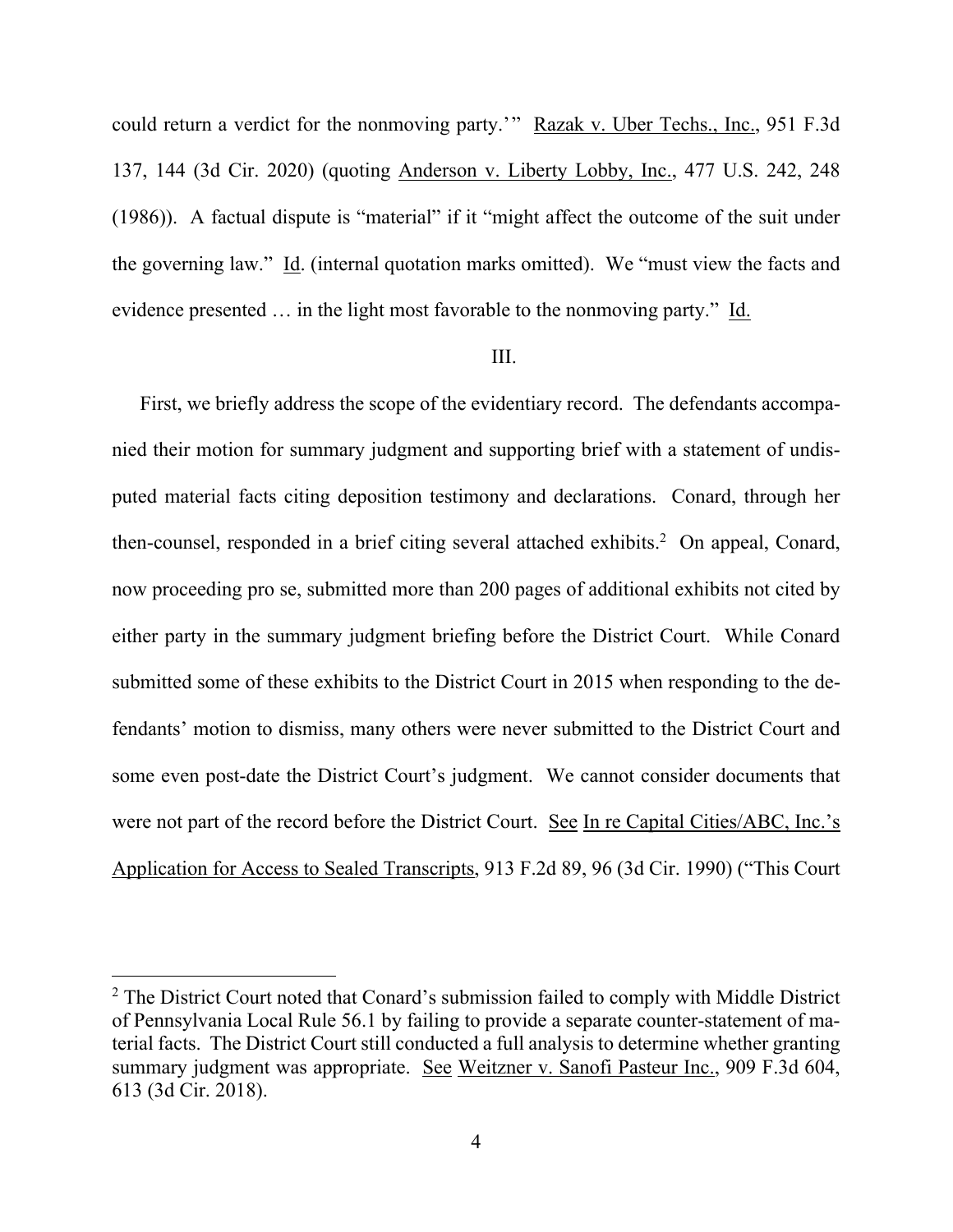could return a verdict for the nonmoving party.'" Razak v. Uber Techs., Inc., 951 F.3d 137, 144 (3d Cir. 2020) (quoting Anderson v. Liberty Lobby, Inc., 477 U.S. 242, 248 (1986)). A factual dispute is "material" if it "might affect the outcome of the suit under the governing law." Id. (internal quotation marks omitted). We "must view the facts and evidence presented … in the light most favorable to the nonmoving party." Id.

III.

First, we briefly address the scope of the evidentiary record. The defendants accompanied their motion for summary judgment and supporting brief with a statement of undisputed material facts citing deposition testimony and declarations. Conard, through her then-counsel, responded in a brief citing several attached exhibits.[2] On appeal, Conard, now proceeding pro se, submitted more than 200 pages of additional exhibits not cited by either party in the summary judgment briefing before the District Court. While Conard submitted some of these exhibits to the District Court in 2015 when responding to the defendants' motion to dismiss, many others were never submitted to the District Court and some even post-date the District Court's judgment. We cannot consider documents that were not part of the record before the District Court. See In re Capital Cities/ABC, Inc.'s Application for Access to Sealed Transcripts, 913 F.2d 89, 96 (3d Cir. 1990) ("This Court

---

[2] The District Court noted that Conard's submission failed to comply with Middle District of Pennsylvania Local Rule 56.1 by failing to provide a separate counter-statement of material facts. The District Court still conducted a full analysis to determine whether granting summary judgment was appropriate. See Weitzner v. Sanofi Pasteur Inc., 909 F.3d 604, 613 (3d Cir. 2018).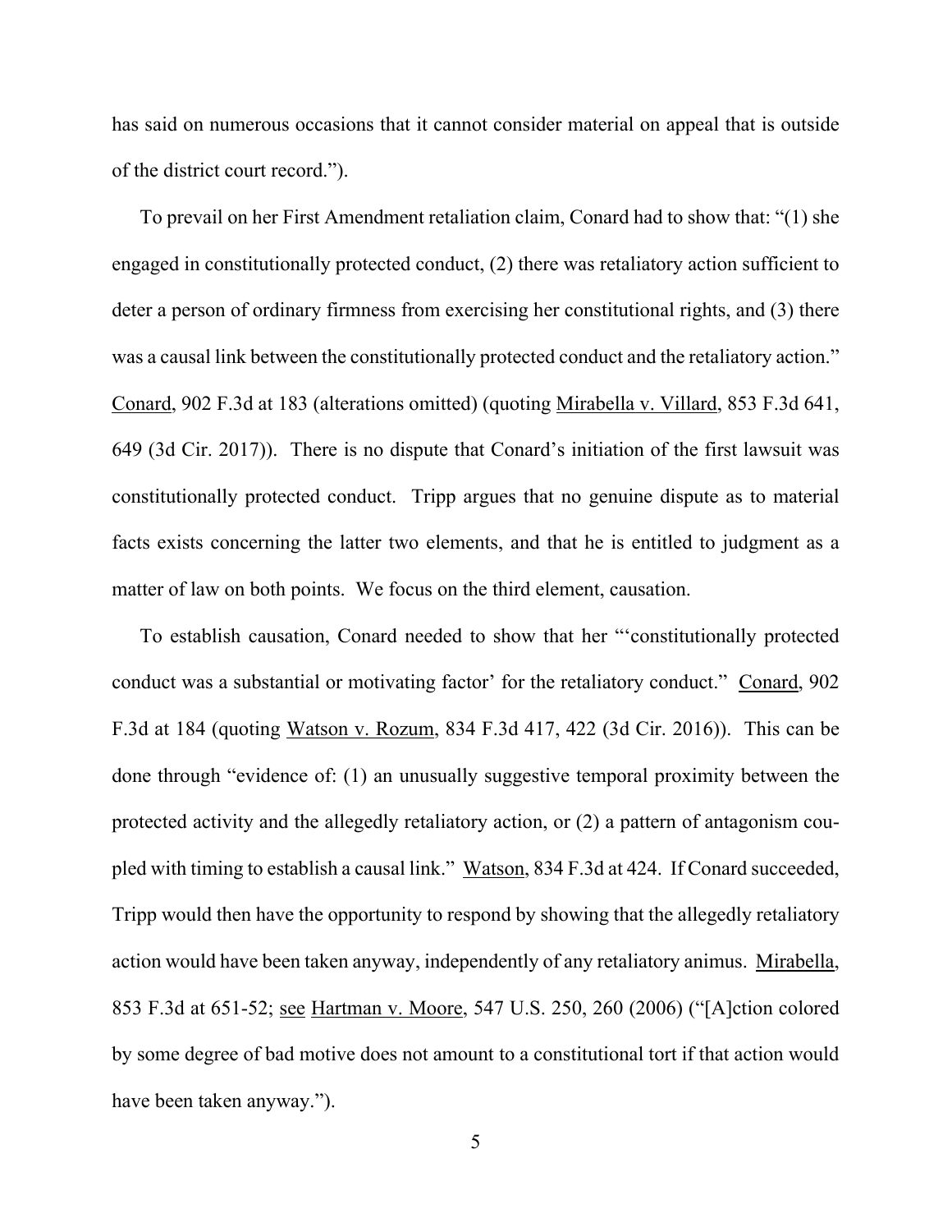has said on numerous occasions that it cannot consider material on appeal that is outside of the district court record.").

To prevail on her First Amendment retaliation claim, Conard had to show that: "(1) she engaged in constitutionally protected conduct, (2) there was retaliatory action sufficient to deter a person of ordinary firmness from exercising her constitutional rights, and (3) there was a causal link between the constitutionally protected conduct and the retaliatory action." Conard, 902 F.3d at 183 (alterations omitted) (quoting Mirabella v. Villard, 853 F.3d 641, 649 (3d Cir. 2017)). There is no dispute that Conard's initiation of the first lawsuit was constitutionally protected conduct. Tripp argues that no genuine dispute as to material facts exists concerning the latter two elements, and that he is entitled to judgment as a matter of law on both points. We focus on the third element, causation.

To establish causation, Conard needed to show that her "'constitutionally protected conduct was a substantial or motivating factor' for the retaliatory conduct." Conard, 902 F.3d at 184 (quoting Watson v. Rozum, 834 F.3d 417, 422 (3d Cir. 2016)). This can be done through "evidence of: (1) an unusually suggestive temporal proximity between the protected activity and the allegedly retaliatory action, or (2) a pattern of antagonism coupled with timing to establish a causal link." Watson, 834 F.3d at 424. If Conard succeeded, Tripp would then have the opportunity to respond by showing that the allegedly retaliatory action would have been taken anyway, independently of any retaliatory animus. Mirabella, 853 F.3d at 651-52; see Hartman v. Moore, 547 U.S. 250, 260 (2006) ("[A]ction colored by some degree of bad motive does not amount to a constitutional tort if that action would have been taken anyway.").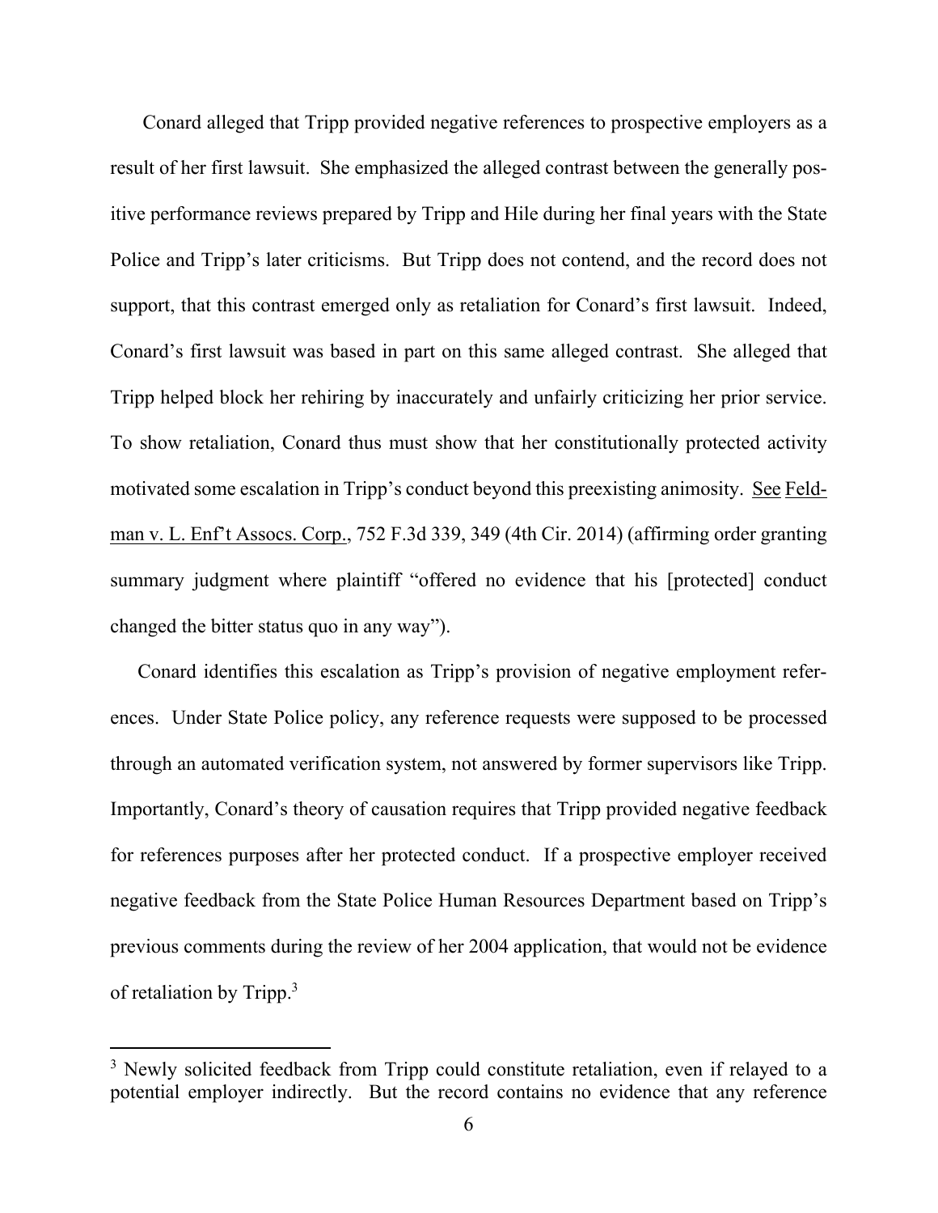Conard alleged that Tripp provided negative references to prospective employers as a result of her first lawsuit. She emphasized the alleged contrast between the generally positive performance reviews prepared by Tripp and Hile during her final years with the State Police and Tripp's later criticisms. But Tripp does not contend, and the record does not support, that this contrast emerged only as retaliation for Conard's first lawsuit. Indeed, Conard's first lawsuit was based in part on this same alleged contrast. She alleged that Tripp helped block her rehiring by inaccurately and unfairly criticizing her prior service. To show retaliation, Conard thus must show that her constitutionally protected activity motivated some escalation in Tripp's conduct beyond this preexisting animosity. See Feldman v. L. Enf't Assocs. Corp., 752 F.3d 339, 349 (4th Cir. 2014) (affirming order granting summary judgment where plaintiff "offered no evidence that his [protected] conduct changed the bitter status quo in any way").

Conard identifies this escalation as Tripp's provision of negative employment references. Under State Police policy, any reference requests were supposed to be processed through an automated verification system, not answered by former supervisors like Tripp. Importantly, Conard's theory of causation requires that Tripp provided negative feedback for references purposes after her protected conduct. If a prospective employer received negative feedback from the State Police Human Resources Department based on Tripp's previous comments during the review of her 2004 application, that would not be evidence of retaliation by Tripp.[3]

[3] Newly solicited feedback from Tripp could constitute retaliation, even if relayed to a potential employer indirectly. But the record contains no evidence that any reference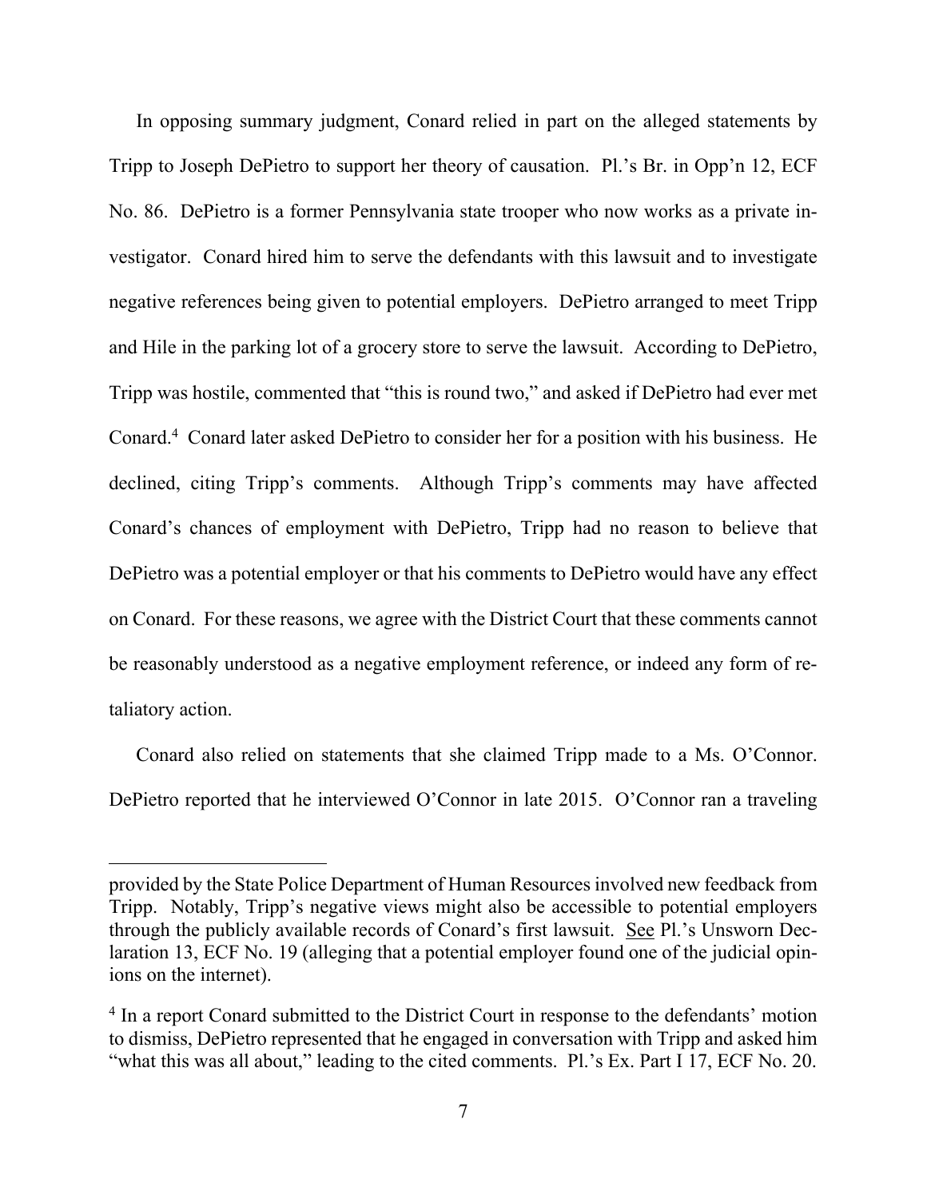In opposing summary judgment, Conard relied in part on the alleged statements by Tripp to Joseph DePietro to support her theory of causation. Pl.'s Br. in Opp'n 12, ECF No. 86. DePietro is a former Pennsylvania state trooper who now works as a private investigator. Conard hired him to serve the defendants with this lawsuit and to investigate negative references being given to potential employers. DePietro arranged to meet Tripp and Hile in the parking lot of a grocery store to serve the lawsuit. According to DePietro, Tripp was hostile, commented that "this is round two," and asked if DePietro had ever met Conard.[4] Conard later asked DePietro to consider her for a position with his business. He declined, citing Tripp's comments. Although Tripp's comments may have affected Conard's chances of employment with DePietro, Tripp had no reason to believe that DePietro was a potential employer or that his comments to DePietro would have any effect on Conard. For these reasons, we agree with the District Court that these comments cannot be reasonably understood as a negative employment reference, or indeed any form of retaliatory action.

Conard also relied on statements that she claimed Tripp made to a Ms. O'Connor. DePietro reported that he interviewed O'Connor in late 2015. O'Connor ran a traveling

---

provided by the State Police Department of Human Resources involved new feedback from Tripp. Notably, Tripp's negative views might also be accessible to potential employers through the publicly available records of Conard's first lawsuit. See Pl.'s Unsworn Declaration 13, ECF No. 19 (alleging that a potential employer found one of the judicial opinions on the internet).

[4] In a report Conard submitted to the District Court in response to the defendants' motion to dismiss, DePietro represented that he engaged in conversation with Tripp and asked him "what this was all about," leading to the cited comments. Pl.'s Ex. Part I 17, ECF No. 20.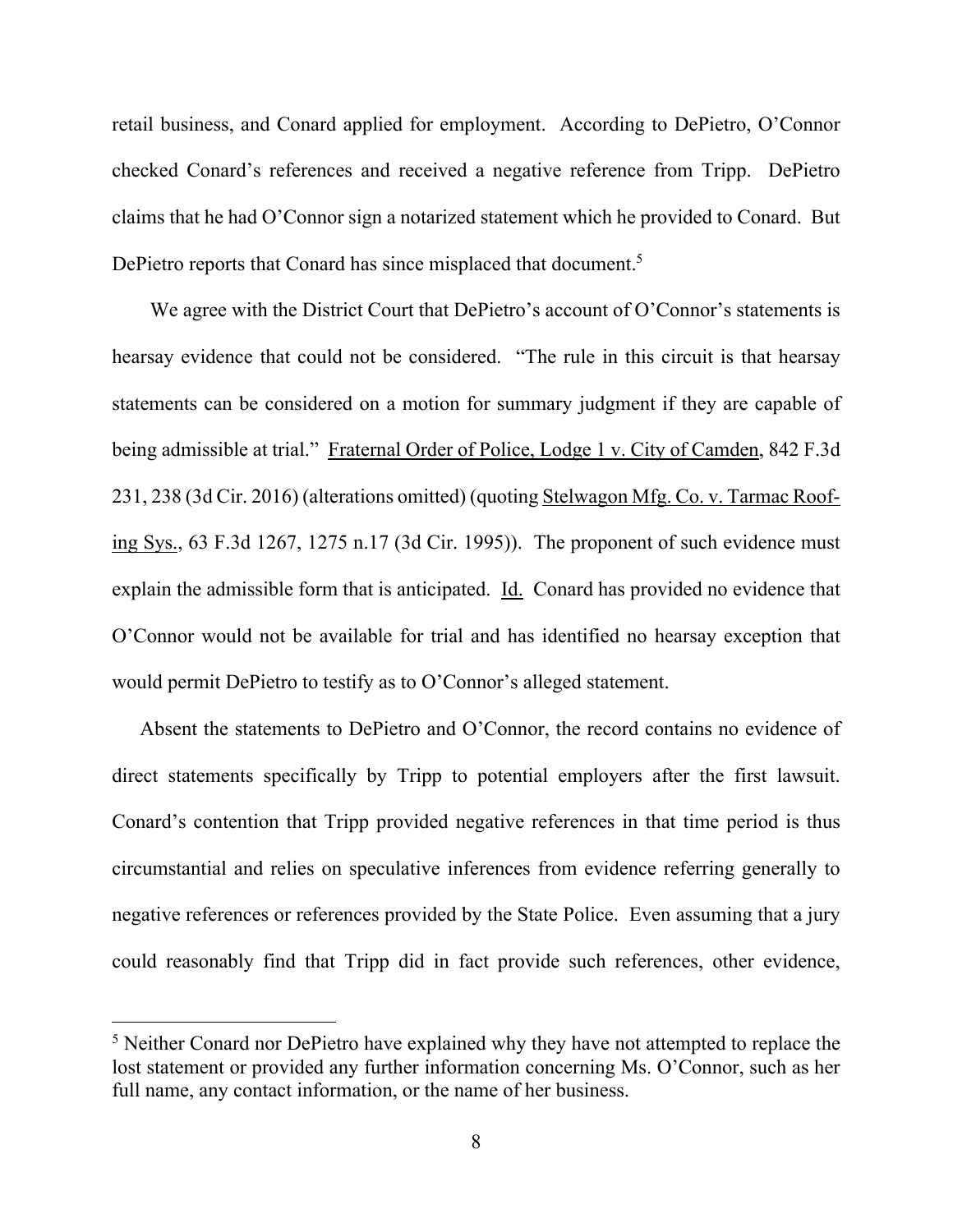retail business, and Conard applied for employment. According to DePietro, O'Connor checked Conard's references and received a negative reference from Tripp. DePietro claims that he had O'Connor sign a notarized statement which he provided to Conard. But DePietro reports that Conard has since misplaced that document.[5]

We agree with the District Court that DePietro's account of O'Connor's statements is hearsay evidence that could not be considered. "The rule in this circuit is that hearsay statements can be considered on a motion for summary judgment if they are capable of being admissible at trial." Fraternal Order of Police, Lodge 1 v. City of Camden, 842 F.3d 231, 238 (3d Cir. 2016) (alterations omitted) (quoting Stelwagon Mfg. Co. v. Tarmac Roofing Sys., 63 F.3d 1267, 1275 n.17 (3d Cir. 1995)). The proponent of such evidence must explain the admissible form that is anticipated. Id. Conard has provided no evidence that O'Connor would not be available for trial and has identified no hearsay exception that would permit DePietro to testify as to O'Connor's alleged statement.

Absent the statements to DePietro and O'Connor, the record contains no evidence of direct statements specifically by Tripp to potential employers after the first lawsuit. Conard's contention that Tripp provided negative references in that time period is thus circumstantial and relies on speculative inferences from evidence referring generally to negative references or references provided by the State Police. Even assuming that a jury could reasonably find that Tripp did in fact provide such references, other evidence,

[5] Neither Conard nor DePietro have explained why they have not attempted to replace the lost statement or provided any further information concerning Ms. O'Connor, such as her full name, any contact information, or the name of her business.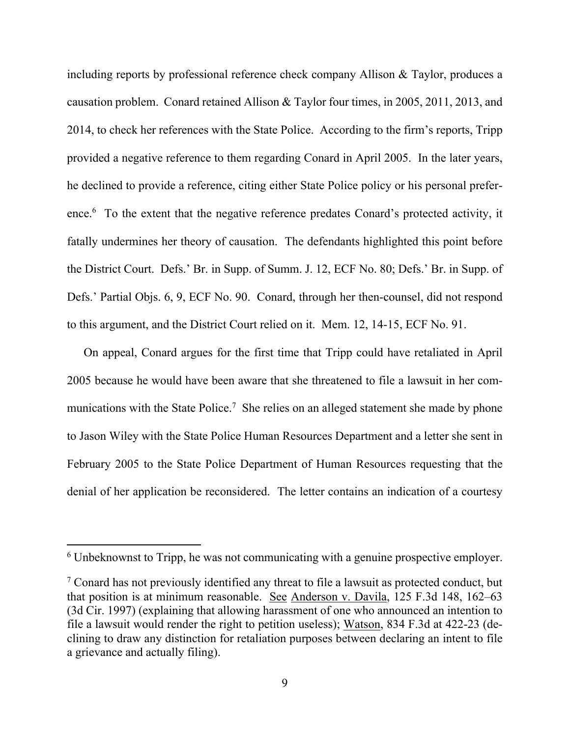including reports by professional reference check company Allison & Taylor, produces a causation problem. Conard retained Allison & Taylor four times, in 2005, 2011, 2013, and 2014, to check her references with the State Police. According to the firm's reports, Tripp provided a negative reference to them regarding Conard in April 2005. In the later years, he declined to provide a reference, citing either State Police policy or his personal preference.[6] To the extent that the negative reference predates Conard's protected activity, it fatally undermines her theory of causation. The defendants highlighted this point before the District Court. Defs.' Br. in Supp. of Summ. J. 12, ECF No. 80; Defs.' Br. in Supp. of Defs.' Partial Objs. 6, 9, ECF No. 90. Conard, through her then-counsel, did not respond to this argument, and the District Court relied on it. Mem. 12, 14-15, ECF No. 91.

On appeal, Conard argues for the first time that Tripp could have retaliated in April 2005 because he would have been aware that she threatened to file a lawsuit in her communications with the State Police.[7] She relies on an alleged statement she made by phone to Jason Wiley with the State Police Human Resources Department and a letter she sent in February 2005 to the State Police Department of Human Resources requesting that the denial of her application be reconsidered. The letter contains an indication of a courtesy

---

[6] Unbeknownst to Tripp, he was not communicating with a genuine prospective employer.

[7] Conard has not previously identified any threat to file a lawsuit as protected conduct, but that position is at minimum reasonable. See Anderson v. Davila, 125 F.3d 148, 162–63 (3d Cir. 1997) (explaining that allowing harassment of one who announced an intention to file a lawsuit would render the right to petition useless); Watson, 834 F.3d at 422-23 (declining to draw any distinction for retaliation purposes between declaring an intent to file a grievance and actually filing).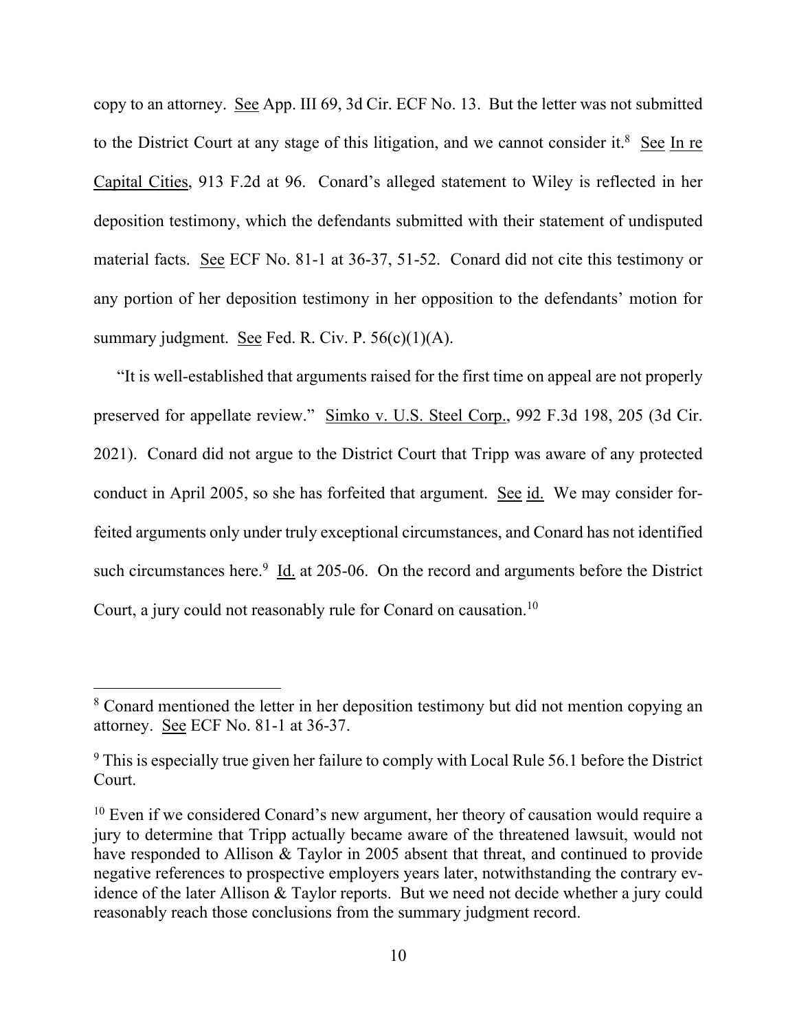copy to an attorney. See App. III 69, 3d Cir. ECF No. 13. But the letter was not submitted to the District Court at any stage of this litigation, and we cannot consider it.[8] See In re Capital Cities, 913 F.2d at 96. Conard's alleged statement to Wiley is reflected in her deposition testimony, which the defendants submitted with their statement of undisputed material facts. See ECF No. 81-1 at 36-37, 51-52. Conard did not cite this testimony or any portion of her deposition testimony in her opposition to the defendants' motion for summary judgment. See Fed. R. Civ. P. 56(c)(1)(A).

"It is well-established that arguments raised for the first time on appeal are not properly preserved for appellate review." Simko v. U.S. Steel Corp., 992 F.3d 198, 205 (3d Cir. 2021). Conard did not argue to the District Court that Tripp was aware of any protected conduct in April 2005, so she has forfeited that argument. See id. We may consider forfeited arguments only under truly exceptional circumstances, and Conard has not identified such circumstances here.[9] Id. at 205-06. On the record and arguments before the District Court, a jury could not reasonably rule for Conard on causation.[10]

---

[8] Conard mentioned the letter in her deposition testimony but did not mention copying an attorney. See ECF No. 81-1 at 36-37.

[9] This is especially true given her failure to comply with Local Rule 56.1 before the District Court.

[10] Even if we considered Conard's new argument, her theory of causation would require a jury to determine that Tripp actually became aware of the threatened lawsuit, would not have responded to Allison & Taylor in 2005 absent that threat, and continued to provide negative references to prospective employers years later, notwithstanding the contrary evidence of the later Allison & Taylor reports. But we need not decide whether a jury could reasonably reach those conclusions from the summary judgment record.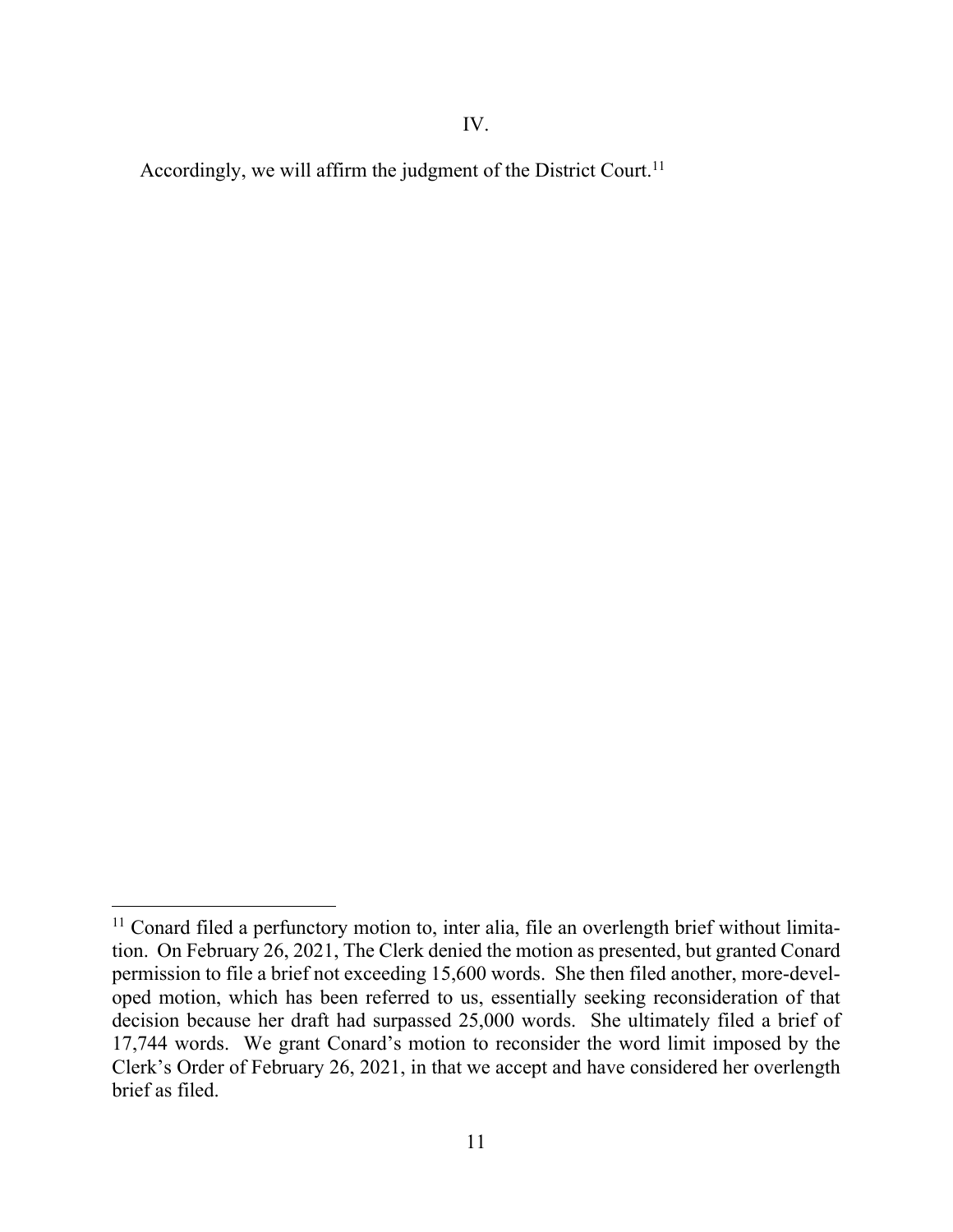## IV.

Accordingly, we will affirm the judgment of the District Court.[11]

[11] Conard filed a perfunctory motion to, inter alia, file an overlength brief without limitation. On February 26, 2021, The Clerk denied the motion as presented, but granted Conard permission to file a brief not exceeding 15,600 words. She then filed another, more-developed motion, which has been referred to us, essentially seeking reconsideration of that decision because her draft had surpassed 25,000 words. She ultimately filed a brief of 17,744 words. We grant Conard's motion to reconsider the word limit imposed by the Clerk's Order of February 26, 2021, in that we accept and have considered her overlength brief as filed.